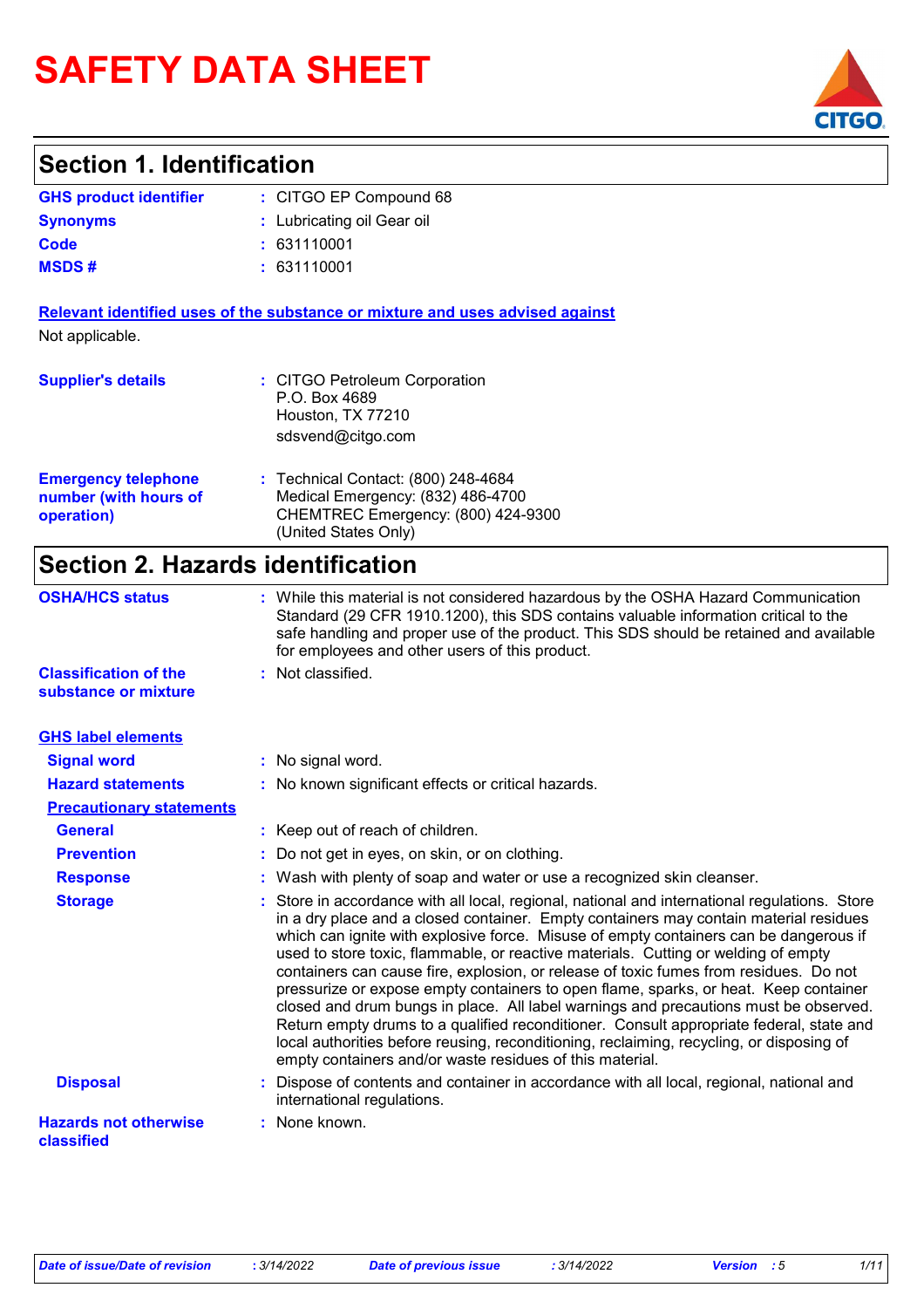# SAFETY DATA SHEET

## Section 1. Identification

**GHS product identifier** : CITGO EP Compound 68

**Synonyms** : Lubricating oil Gear oil

**Code** : 631110001

**MSDS #** : 631110001

**Relevant identified uses of the substance or mixture and uses advised against**

Not applicable.

**Supplier's details** : CITGO Petroleum Corporation
P.O. Box 4689
Houston, TX 77210
sdsvend@citgo.com

**Emergency telephone number (with hours of operation)** : Technical Contact: (800) 248-4684
Medical Emergency: (832) 486-4700
CHEMTREC Emergency: (800) 424-9300
(United States Only)

## Section 2. Hazards identification

**OSHA/HCS status** : While this material is not considered hazardous by the OSHA Hazard Communication Standard (29 CFR 1910.1200), this SDS contains valuable information critical to the safe handling and proper use of the product. This SDS should be retained and available for employees and other users of this product.

**Classification of the substance or mixture** : Not classified.

**GHS label elements**

**Signal word** : No signal word.

**Hazard statements** : No known significant effects or critical hazards.

**Precautionary statements**

**General** : Keep out of reach of children.

**Prevention** : Do not get in eyes, on skin, or on clothing.

**Response** : Wash with plenty of soap and water or use a recognized skin cleanser.

**Storage** : Store in accordance with all local, regional, national and international regulations. Store in a dry place and a closed container. Empty containers may contain material residues which can ignite with explosive force. Misuse of empty containers can be dangerous if used to store toxic, flammable, or reactive materials. Cutting or welding of empty containers can cause fire, explosion, or release of toxic fumes from residues. Do not pressurize or expose empty containers to open flame, sparks, or heat. Keep container closed and drum bungs in place. All label warnings and precautions must be observed. Return empty drums to a qualified reconditioner. Consult appropriate federal, state and local authorities before reusing, reconditioning, reclaiming, recycling, or disposing of empty containers and/or waste residues of this material.

**Disposal** : Dispose of contents and container in accordance with all local, regional, national and international regulations.

**Hazards not otherwise classified** : None known.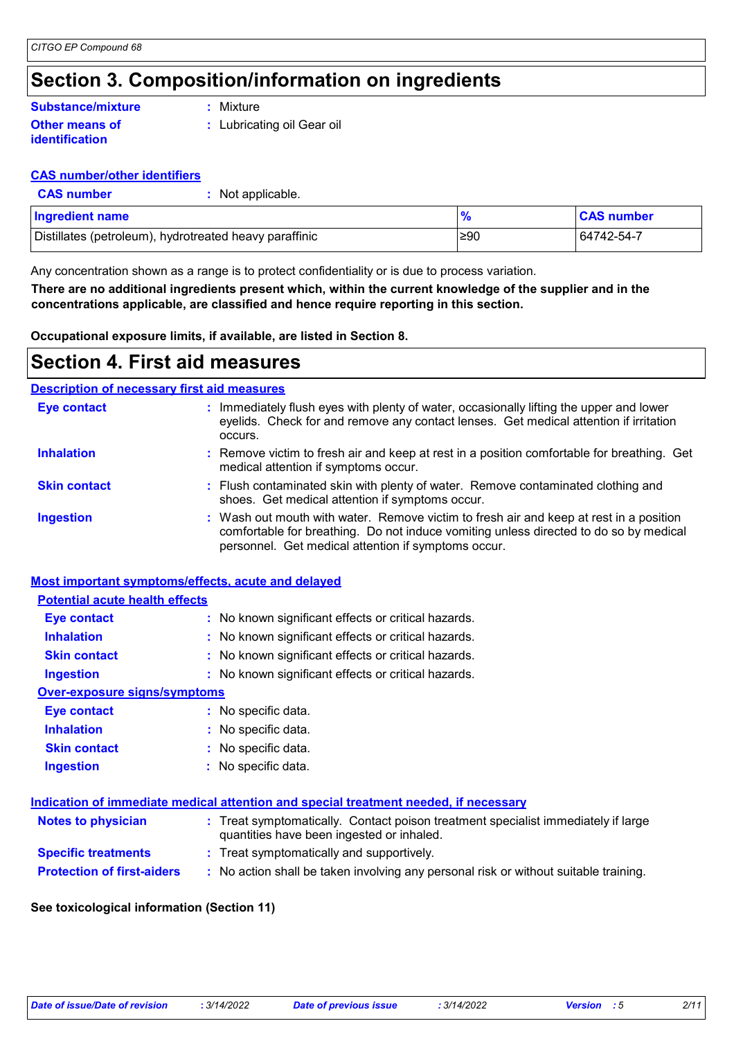# Section 3. Composition/information on ingredients

**Substance/mixture** : Mixture

**Other means of identification** : Lubricating oil Gear oil

**CAS number/other identifiers**

**CAS number** : Not applicable.

| Ingredient name | % | CAS number |
| --- | --- | --- |
| Distillates (petroleum), hydrotreated heavy paraffinic | ≥90 | 64742-54-7 |

Any concentration shown as a range is to protect confidentiality or is due to process variation.

**There are no additional ingredients present which, within the current knowledge of the supplier and in the concentrations applicable, are classified and hence require reporting in this section.**

**Occupational exposure limits, if available, are listed in Section 8.**

# Section 4. First aid measures

**Description of necessary first aid measures**

**Eye contact** : Immediately flush eyes with plenty of water, occasionally lifting the upper and lower eyelids. Check for and remove any contact lenses. Get medical attention if irritation occurs.

**Inhalation** : Remove victim to fresh air and keep at rest in a position comfortable for breathing. Get medical attention if symptoms occur.

**Skin contact** : Flush contaminated skin with plenty of water. Remove contaminated clothing and shoes. Get medical attention if symptoms occur.

**Ingestion** : Wash out mouth with water. Remove victim to fresh air and keep at rest in a position comfortable for breathing. Do not induce vomiting unless directed to do so by medical personnel. Get medical attention if symptoms occur.

**Most important symptoms/effects, acute and delayed**

**Potential acute health effects**

**Eye contact** : No known significant effects or critical hazards.

**Inhalation** : No known significant effects or critical hazards.

**Skin contact** : No known significant effects or critical hazards.

**Ingestion** : No known significant effects or critical hazards.

**Over-exposure signs/symptoms**

**Eye contact** : No specific data.

**Inhalation** : No specific data.

**Skin contact** : No specific data.

**Ingestion** : No specific data.

**Indication of immediate medical attention and special treatment needed, if necessary**

**Notes to physician** : Treat symptomatically. Contact poison treatment specialist immediately if large quantities have been ingested or inhaled.

**Specific treatments** : Treat symptomatically and supportively.

**Protection of first-aiders** : No action shall be taken involving any personal risk or without suitable training.

**See toxicological information (Section 11)**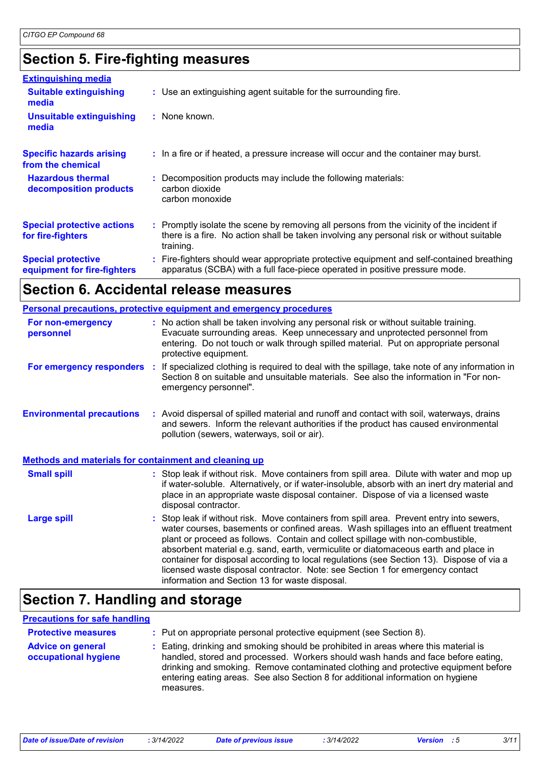# Section 5. Fire-fighting measures

## Extinguishing media

| | |
|---|---|
| **Suitable extinguishing media** | : Use an extinguishing agent suitable for the surrounding fire. |
| **Unsuitable extinguishing media** | : None known. |
| **Specific hazards arising from the chemical** | : In a fire or if heated, a pressure increase will occur and the container may burst. |
| **Hazardous thermal decomposition products** | : Decomposition products may include the following materials: carbon dioxide carbon monoxide |
| **Special protective actions for fire-fighters** | : Promptly isolate the scene by removing all persons from the vicinity of the incident if there is a fire. No action shall be taken involving any personal risk or without suitable training. |
| **Special protective equipment for fire-fighters** | : Fire-fighters should wear appropriate protective equipment and self-contained breathing apparatus (SCBA) with a full face-piece operated in positive pressure mode. |

# Section 6. Accidental release measures

## Personal precautions, protective equipment and emergency procedures

| | |
|---|---|
| **For non-emergency personnel** | : No action shall be taken involving any personal risk or without suitable training. Evacuate surrounding areas. Keep unnecessary and unprotected personnel from entering. Do not touch or walk through spilled material. Put on appropriate personal protective equipment. |
| **For emergency responders** | : If specialized clothing is required to deal with the spillage, take note of any information in Section 8 on suitable and unsuitable materials. See also the information in "For non-emergency personnel". |
| **Environmental precautions** | : Avoid dispersal of spilled material and runoff and contact with soil, waterways, drains and sewers. Inform the relevant authorities if the product has caused environmental pollution (sewers, waterways, soil or air). |

## Methods and materials for containment and cleaning up

| | |
|---|---|
| **Small spill** | : Stop leak if without risk. Move containers from spill area. Dilute with water and mop up if water-soluble. Alternatively, or if water-insoluble, absorb with an inert dry material and place in an appropriate waste disposal container. Dispose of via a licensed waste disposal contractor. |
| **Large spill** | : Stop leak if without risk. Move containers from spill area. Prevent entry into sewers, water courses, basements or confined areas. Wash spillages into an effluent treatment plant or proceed as follows. Contain and collect spillage with non-combustible, absorbent material e.g. sand, earth, vermiculite or diatomaceous earth and place in container for disposal according to local regulations (see Section 13). Dispose of via a licensed waste disposal contractor. Note: see Section 1 for emergency contact information and Section 13 for waste disposal. |

# Section 7. Handling and storage

## Precautions for safe handling

| | |
|---|---|
| **Protective measures** | : Put on appropriate personal protective equipment (see Section 8). |
| **Advice on general occupational hygiene** | : Eating, drinking and smoking should be prohibited in areas where this material is handled, stored and processed. Workers should wash hands and face before eating, drinking and smoking. Remove contaminated clothing and protective equipment before entering eating areas. See also Section 8 for additional information on hygiene measures. |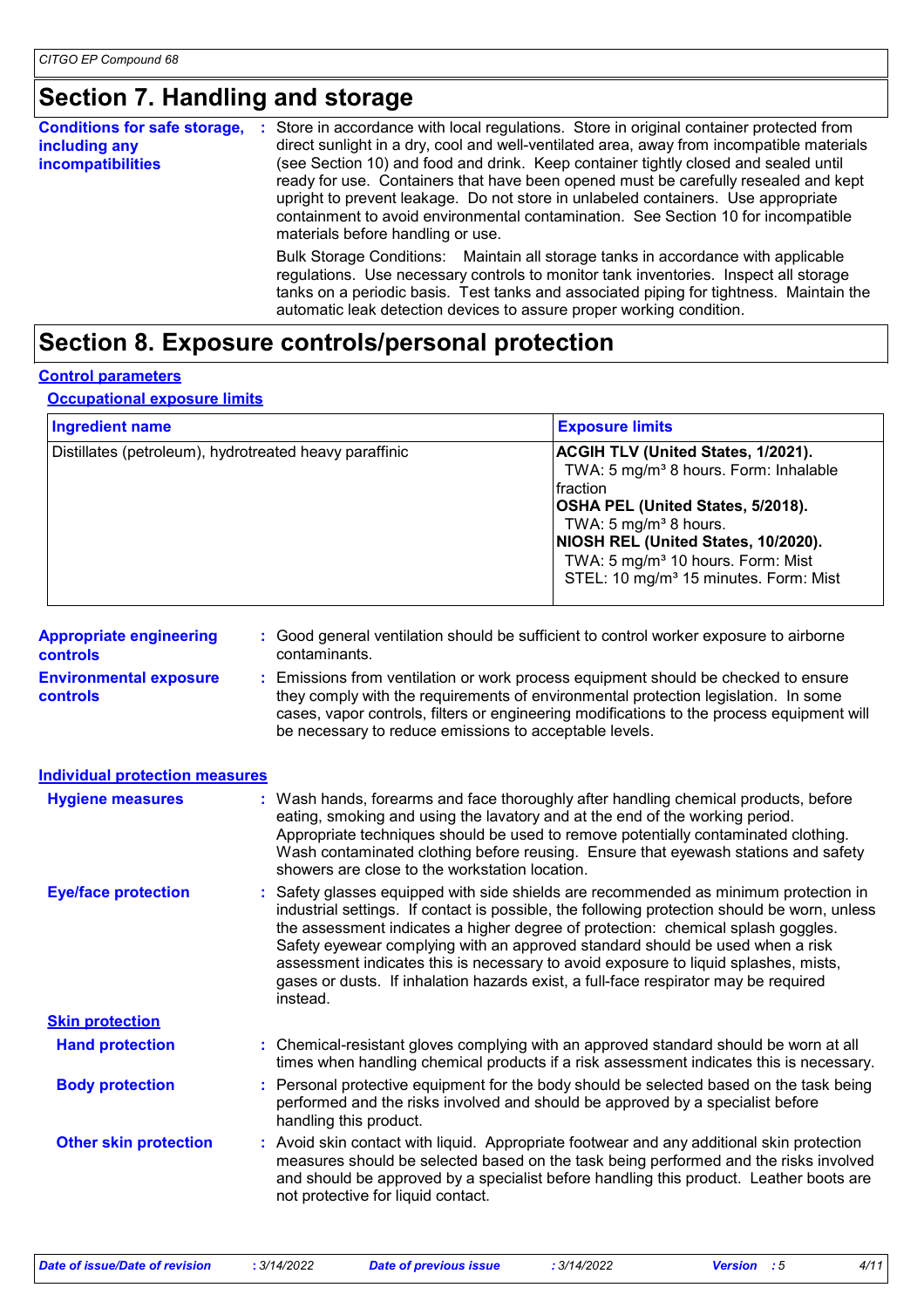## Section 7. Handling and storage

**Conditions for safe storage, including any incompatibilities** : Store in accordance with local regulations. Store in original container protected from direct sunlight in a dry, cool and well-ventilated area, away from incompatible materials (see Section 10) and food and drink. Keep container tightly closed and sealed until ready for use. Containers that have been opened must be carefully resealed and kept upright to prevent leakage. Do not store in unlabeled containers. Use appropriate containment to avoid environmental contamination. See Section 10 for incompatible materials before handling or use.

Bulk Storage Conditions: Maintain all storage tanks in accordance with applicable regulations. Use necessary controls to monitor tank inventories. Inspect all storage tanks on a periodic basis. Test tanks and associated piping for tightness. Maintain the automatic leak detection devices to assure proper working condition.

## Section 8. Exposure controls/personal protection

### Control parameters

#### Occupational exposure limits

| Ingredient name | Exposure limits |
| --- | --- |
| Distillates (petroleum), hydrotreated heavy paraffinic | **ACGIH TLV (United States, 1/2021).**<br>TWA: 5 mg/m³ 8 hours. Form: Inhalable fraction<br>**OSHA PEL (United States, 5/2018).**<br>TWA: 5 mg/m³ 8 hours.<br>**NIOSH REL (United States, 10/2020).**<br>TWA: 5 mg/m³ 10 hours. Form: Mist<br>STEL: 10 mg/m³ 15 minutes. Form: Mist |

**Appropriate engineering controls** : Good general ventilation should be sufficient to control worker exposure to airborne contaminants.

**Environmental exposure controls** : Emissions from ventilation or work process equipment should be checked to ensure they comply with the requirements of environmental protection legislation. In some cases, vapor controls, filters or engineering modifications to the process equipment will be necessary to reduce emissions to acceptable levels.

### Individual protection measures

**Hygiene measures** : Wash hands, forearms and face thoroughly after handling chemical products, before eating, smoking and using the lavatory and at the end of the working period. Appropriate techniques should be used to remove potentially contaminated clothing. Wash contaminated clothing before reusing. Ensure that eyewash stations and safety showers are close to the workstation location.

**Eye/face protection** : Safety glasses equipped with side shields are recommended as minimum protection in industrial settings. If contact is possible, the following protection should be worn, unless the assessment indicates a higher degree of protection: chemical splash goggles. Safety eyewear complying with an approved standard should be used when a risk assessment indicates this is necessary to avoid exposure to liquid splashes, mists, gases or dusts. If inhalation hazards exist, a full-face respirator may be required instead.

#### Skin protection

**Hand protection** : Chemical-resistant gloves complying with an approved standard should be worn at all times when handling chemical products if a risk assessment indicates this is necessary.

**Body protection** : Personal protective equipment for the body should be selected based on the task being performed and the risks involved and should be approved by a specialist before handling this product.

**Other skin protection** : Avoid skin contact with liquid. Appropriate footwear and any additional skin protection measures should be selected based on the task being performed and the risks involved and should be approved by a specialist before handling this product. Leather boots are not protective for liquid contact.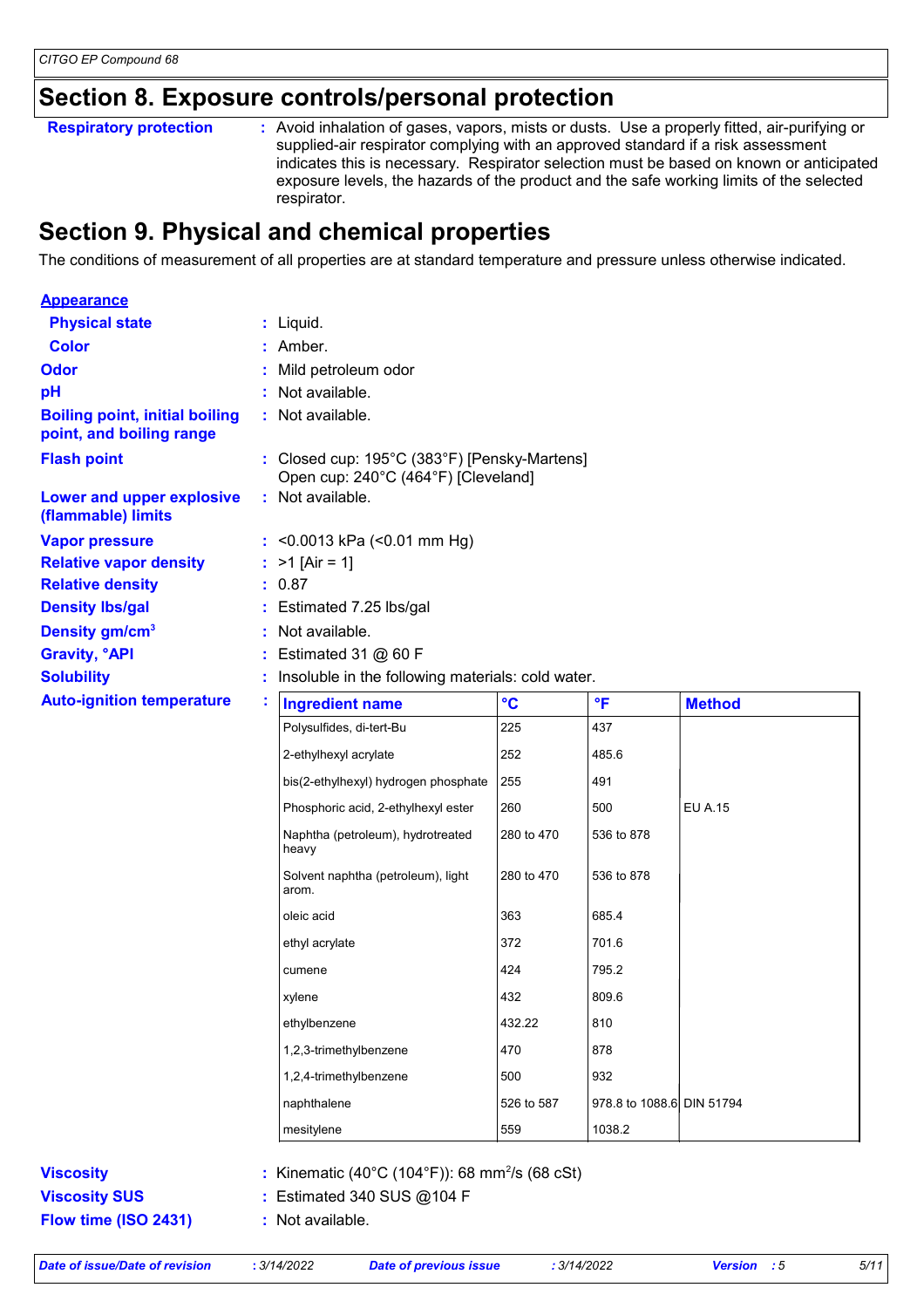## Section 8. Exposure controls/personal protection

**Respiratory protection** : Avoid inhalation of gases, vapors, mists or dusts. Use a properly fitted, air-purifying or supplied-air respirator complying with an approved standard if a risk assessment indicates this is necessary. Respirator selection must be based on known or anticipated exposure levels, the hazards of the product and the safe working limits of the selected respirator.

## Section 9. Physical and chemical properties

The conditions of measurement of all properties are at standard temperature and pressure unless otherwise indicated.

**Appearance**

**Physical state** : Liquid.

**Color** : Amber.

**Odor** : Mild petroleum odor

**pH** : Not available.

**Boiling point, initial boiling point, and boiling range** : Not available.

**Flash point** : Closed cup: 195°C (383°F) [Pensky-Martens]
Open cup: 240°C (464°F) [Cleveland]

**Lower and upper explosive (flammable) limits** : Not available.

**Vapor pressure** : <0.0013 kPa (<0.01 mm Hg)

**Relative vapor density** : >1 [Air = 1]

**Relative density** : 0.87

**Density lbs/gal** : Estimated 7.25 lbs/gal

**Density gm/cm$^3$** : Not available.

**Gravity, °API** : Estimated 31 @ 60 F

**Solubility** : Insoluble in the following materials: cold water.

**Auto-ignition temperature** :

| Ingredient name | °C | °F | Method |
|---|---|---|---|
| Polysulfides, di-tert-Bu | 225 | 437 | |
| 2-ethylhexyl acrylate | 252 | 485.6 | |
| bis(2-ethylhexyl) hydrogen phosphate | 255 | 491 | |
| Phosphoric acid, 2-ethylhexyl ester | 260 | 500 | EU A.15 |
| Naphtha (petroleum), hydrotreated heavy | 280 to 470 | 536 to 878 | |
| Solvent naphtha (petroleum), light arom. | 280 to 470 | 536 to 878 | |
| oleic acid | 363 | 685.4 | |
| ethyl acrylate | 372 | 701.6 | |
| cumene | 424 | 795.2 | |
| xylene | 432 | 809.6 | |
| ethylbenzene | 432.22 | 810 | |
| 1,2,3-trimethylbenzene | 470 | 878 | |
| 1,2,4-trimethylbenzene | 500 | 932 | |
| naphthalene | 526 to 587 | 978.8 to 1088.6 | DIN 51794 |
| mesitylene | 559 | 1038.2 | |

**Viscosity** : Kinematic (40°C (104°F)): 68 mm$^2$/s (68 cSt)

**Viscosity SUS** : Estimated 340 SUS @104 F

**Flow time (ISO 2431)** : Not available.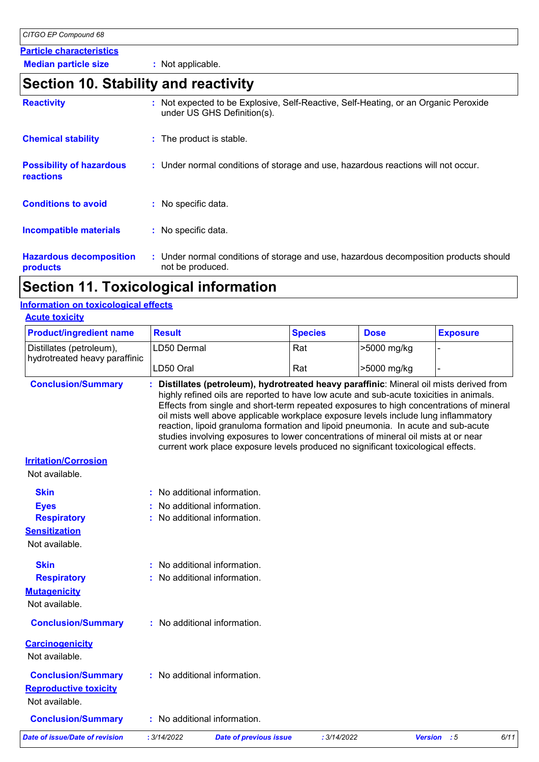**Particle characteristics**

**Median particle size** : Not applicable.

## Section 10. Stability and reactivity

**Reactivity** : Not expected to be Explosive, Self-Reactive, Self-Heating, or an Organic Peroxide under US GHS Definition(s).

**Chemical stability** : The product is stable.

**Possibility of hazardous reactions** : Under normal conditions of storage and use, hazardous reactions will not occur.

**Conditions to avoid** : No specific data.

**Incompatible materials** : No specific data.

**Hazardous decomposition products** : Under normal conditions of storage and use, hazardous decomposition products should not be produced.

## Section 11. Toxicological information

**Information on toxicological effects**

**Acute toxicity**

| Product/ingredient name | Result | Species | Dose | Exposure |
|---|---|---|---|---|
| Distillates (petroleum), hydrotreated heavy paraffinic | LD50 Dermal | Rat | >5000 mg/kg | - |
| | LD50 Oral | Rat | >5000 mg/kg | - |

**Conclusion/Summary** : **Distillates (petroleum), hydrotreated heavy paraffinic**: Mineral oil mists derived from highly refined oils are reported to have low acute and sub-acute toxicities in animals. Effects from single and short-term repeated exposures to high concentrations of mineral oil mists well above applicable workplace exposure levels include lung inflammatory reaction, lipoid granuloma formation and lipoid pneumonia. In acute and sub-acute studies involving exposures to lower concentrations of mineral oil mists at or near current work place exposure levels produced no significant toxicological effects.

**Irritation/Corrosion**

Not available.

**Skin** : No additional information.

**Eyes** : No additional information.

**Respiratory** : No additional information.

**Sensitization**

Not available.

**Skin** : No additional information.

**Respiratory** : No additional information.

**Mutagenicity**

Not available.

**Conclusion/Summary** : No additional information.

**Carcinogenicity**

Not available.

**Conclusion/Summary** : No additional information.

**Reproductive toxicity**

Not available.

**Conclusion/Summary** : No additional information.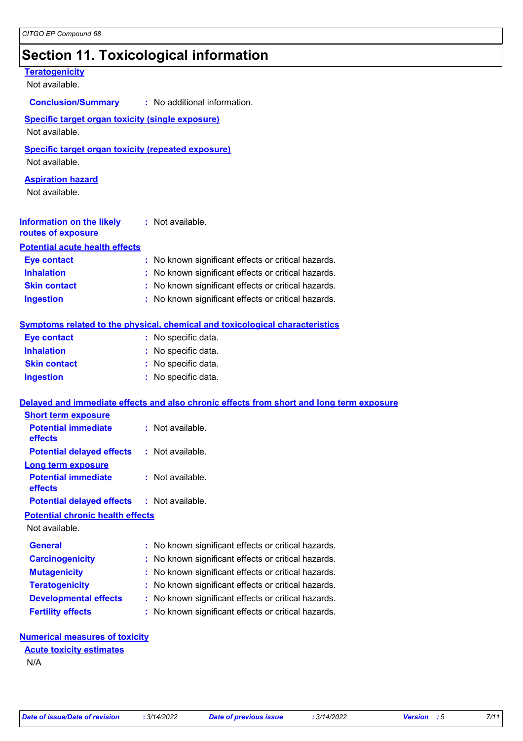## Section 11. Toxicological information

**Teratogenicity**

Not available.

**Conclusion/Summary** : No additional information.

**Specific target organ toxicity (single exposure)**

Not available.

**Specific target organ toxicity (repeated exposure)**

Not available.

**Aspiration hazard**

Not available.

**Information on the likely routes of exposure** : Not available.

**Potential acute health effects**

**Eye contact** : No known significant effects or critical hazards.
**Inhalation** : No known significant effects or critical hazards.
**Skin contact** : No known significant effects or critical hazards.
**Ingestion** : No known significant effects or critical hazards.

**Symptoms related to the physical, chemical and toxicological characteristics**

**Eye contact** : No specific data.
**Inhalation** : No specific data.
**Skin contact** : No specific data.
**Ingestion** : No specific data.

**Delayed and immediate effects and also chronic effects from short and long term exposure**

**Short term exposure**

**Potential immediate effects** : Not available.
**Potential delayed effects** : Not available.

**Long term exposure**

**Potential immediate effects** : Not available.
**Potential delayed effects** : Not available.

**Potential chronic health effects**

Not available.

**General** : No known significant effects or critical hazards.
**Carcinogenicity** : No known significant effects or critical hazards.
**Mutagenicity** : No known significant effects or critical hazards.
**Teratogenicity** : No known significant effects or critical hazards.
**Developmental effects** : No known significant effects or critical hazards.
**Fertility effects** : No known significant effects or critical hazards.

**Numerical measures of toxicity**

**Acute toxicity estimates**

N/A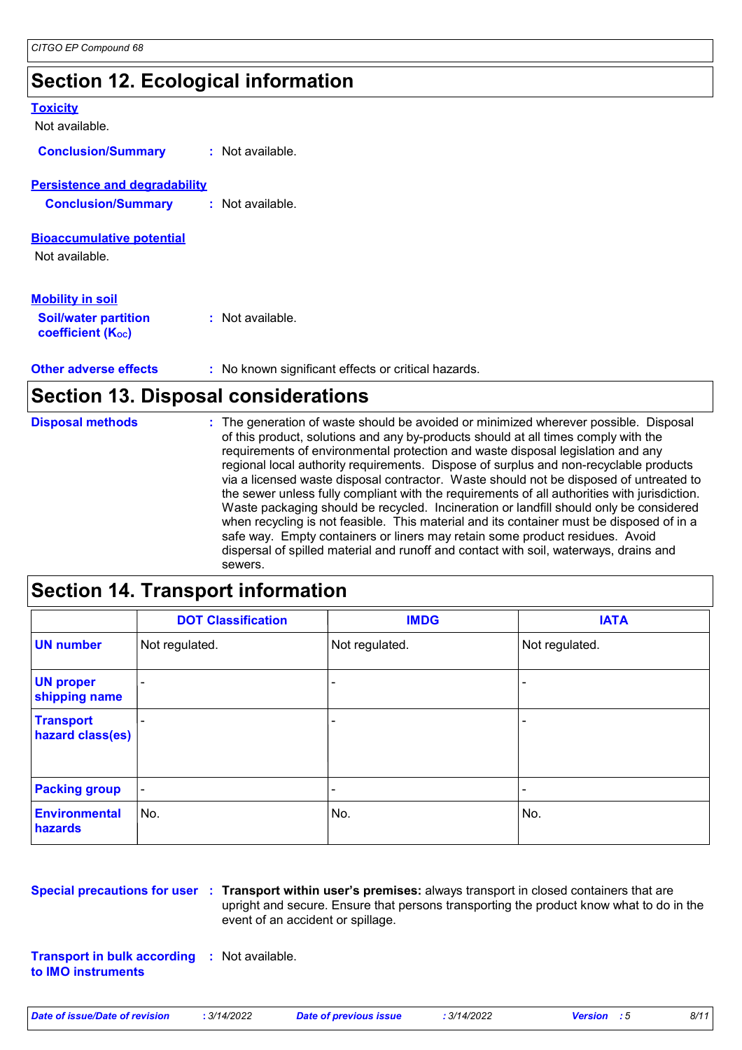## Section 12. Ecological information

**Toxicity**

Not available.

**Conclusion/Summary** : Not available.

**Persistence and degradability**

**Conclusion/Summary** : Not available.

**Bioaccumulative potential**

Not available.

**Mobility in soil**

**Soil/water partition coefficient ($K_{OC}$)** : Not available.

**Other adverse effects** : No known significant effects or critical hazards.

## Section 13. Disposal considerations

**Disposal methods** : The generation of waste should be avoided or minimized wherever possible. Disposal of this product, solutions and any by-products should at all times comply with the requirements of environmental protection and waste disposal legislation and any regional local authority requirements. Dispose of surplus and non-recyclable products via a licensed waste disposal contractor. Waste should not be disposed of untreated to the sewer unless fully compliant with the requirements of all authorities with jurisdiction. Waste packaging should be recycled. Incineration or landfill should only be considered when recycling is not feasible. This material and its container must be disposed of in a safe way. Empty containers or liners may retain some product residues. Avoid dispersal of spilled material and runoff and contact with soil, waterways, drains and sewers.

## Section 14. Transport information

| | DOT Classification | IMDG | IATA |
|---|---|---|---|
| **UN number** | Not regulated. | Not regulated. | Not regulated. |
| **UN proper shipping name** | - | - | - |
| **Transport hazard class(es)** | - | - | - |
| **Packing group** | - | - | - |
| **Environmental hazards** | No. | No. | No. |

**Special precautions for user** : **Transport within user's premises:** always transport in closed containers that are upright and secure. Ensure that persons transporting the product know what to do in the event of an accident or spillage.

**Transport in bulk according to IMO instruments** : Not available.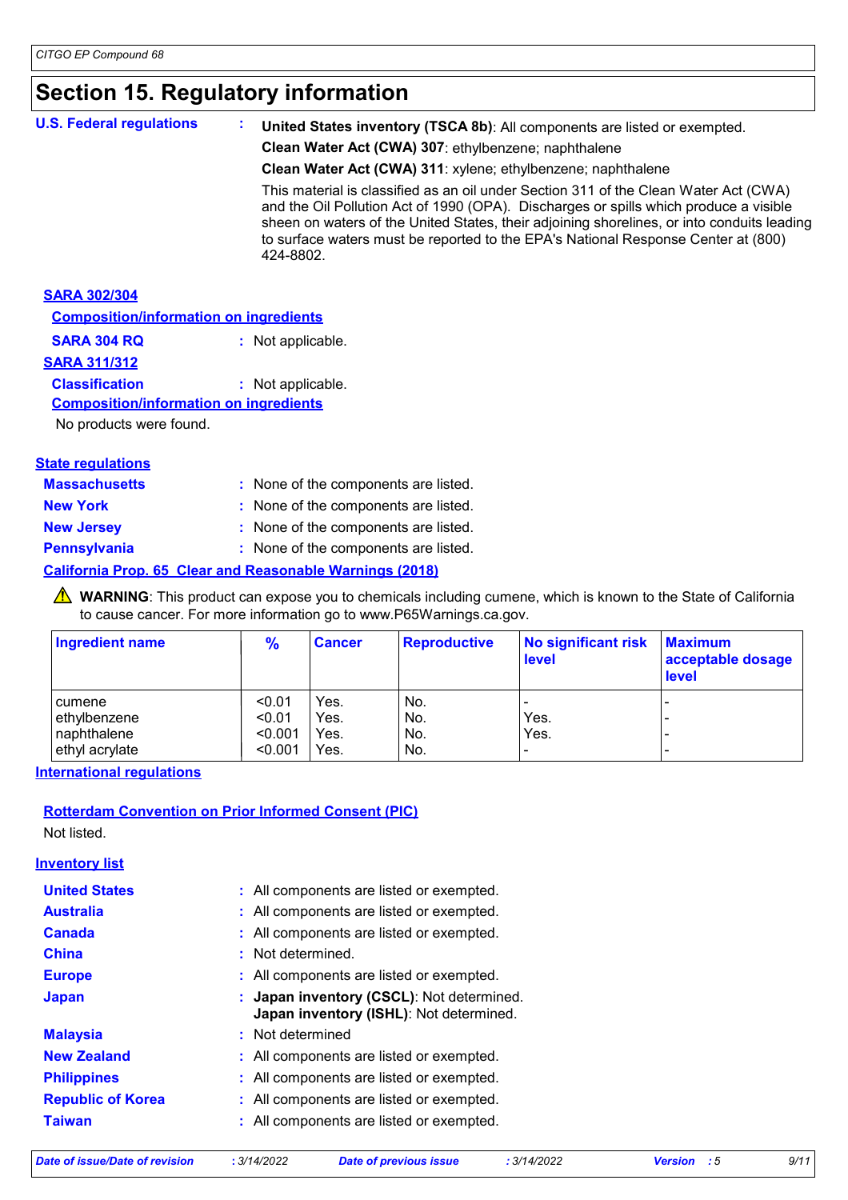# Section 15. Regulatory information

**U.S. Federal regulations** : **United States inventory (TSCA 8b)**: All components are listed or exempted.

**Clean Water Act (CWA) 307**: ethylbenzene; naphthalene

**Clean Water Act (CWA) 311**: xylene; ethylbenzene; naphthalene

This material is classified as an oil under Section 311 of the Clean Water Act (CWA) and the Oil Pollution Act of 1990 (OPA). Discharges or spills which produce a visible sheen on waters of the United States, their adjoining shorelines, or into conduits leading to surface waters must be reported to the EPA's National Response Center at (800) 424-8802.

**SARA 302/304**

**Composition/information on ingredients**

**SARA 304 RQ** : Not applicable.

**SARA 311/312**

**Classification** : Not applicable.

**Composition/information on ingredients**

No products were found.

**State regulations**

**Massachusetts** : None of the components are listed.

**New York** : None of the components are listed.

**New Jersey** : None of the components are listed.

**Pennsylvania** : None of the components are listed.

**California Prop. 65 Clear and Reasonable Warnings (2018)**

⚠ **WARNING**: This product can expose you to chemicals including cumene, which is known to the State of California to cause cancer. For more information go to www.P65Warnings.ca.gov.

| Ingredient name | % | Cancer | Reproductive | No significant risk level | Maximum acceptable dosage level |
|---|---|---|---|---|---|
| cumene | <0.01 | Yes. | No. | - | - |
| ethylbenzene | <0.01 | Yes. | No. | Yes. | - |
| naphthalene | <0.001 | Yes. | No. | Yes. | - |
| ethyl acrylate | <0.001 | Yes. | No. | - | - |

**International regulations**

**Rotterdam Convention on Prior Informed Consent (PIC)**

Not listed.

**Inventory list**

**United States** : All components are listed or exempted.

**Australia** : All components are listed or exempted.

**Canada** : All components are listed or exempted.

**China** : Not determined.

**Europe** : All components are listed or exempted.

**Japan** : **Japan inventory (CSCL)**: Not determined.
**Japan inventory (ISHL)**: Not determined.

**Malaysia** : Not determined

**New Zealand** : All components are listed or exempted.

**Philippines** : All components are listed or exempted.

**Republic of Korea** : All components are listed or exempted.

**Taiwan** : All components are listed or exempted.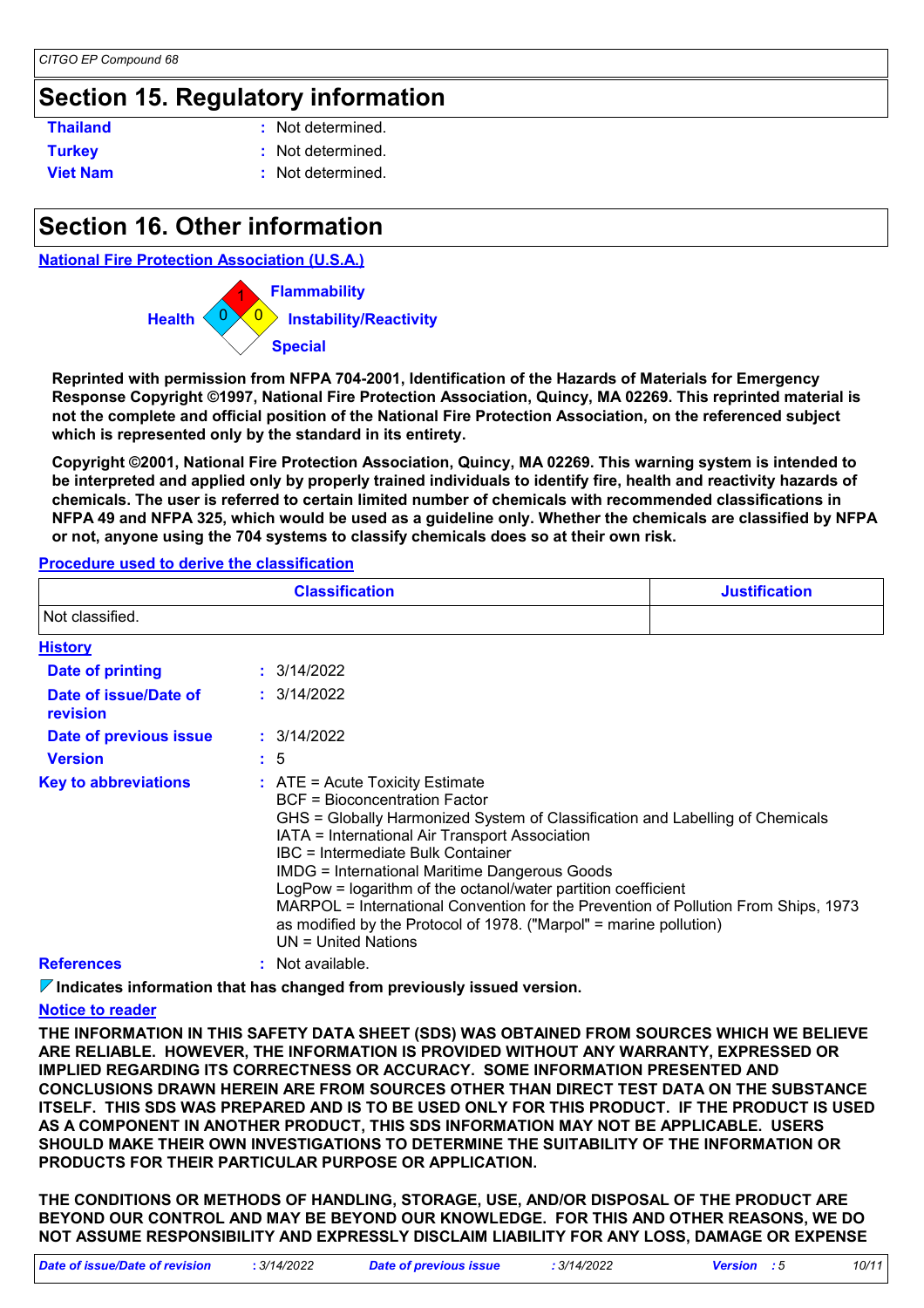## Section 15. Regulatory information

**Thailand** : Not determined.

**Turkey** : Not determined.

**Viet Nam** : Not determined.

## Section 16. Other information

**National Fire Protection Association (U.S.A.)**

Flammability: 1

Health: 0

Instability/Reactivity: 0

Special

**Reprinted with permission from NFPA 704-2001, Identification of the Hazards of Materials for Emergency Response Copyright ©1997, National Fire Protection Association, Quincy, MA 02269. This reprinted material is not the complete and official position of the National Fire Protection Association, on the referenced subject which is represented only by the standard in its entirety.**

**Copyright ©2001, National Fire Protection Association, Quincy, MA 02269. This warning system is intended to be interpreted and applied only by properly trained individuals to identify fire, health and reactivity hazards of chemicals. The user is referred to certain limited number of chemicals with recommended classifications in NFPA 49 and NFPA 325, which would be used as a guideline only. Whether the chemicals are classified by NFPA or not, anyone using the 704 systems to classify chemicals does so at their own risk.**

**Procedure used to derive the classification**

| Classification | Justification |
|---|---|
| Not classified. | |

**History**

**Date of printing** : 3/14/2022

**Date of issue/Date of revision** : 3/14/2022

**Date of previous issue** : 3/14/2022

**Version** : 5

**Key to abbreviations** :
ATE = Acute Toxicity Estimate
BCF = Bioconcentration Factor
GHS = Globally Harmonized System of Classification and Labelling of Chemicals
IATA = International Air Transport Association
IBC = Intermediate Bulk Container
IMDG = International Maritime Dangerous Goods
LogPow = logarithm of the octanol/water partition coefficient
MARPOL = International Convention for the Prevention of Pollution From Ships, 1973 as modified by the Protocol of 1978. ("Marpol" = marine pollution)
UN = United Nations

**References** : Not available.

**Indicates information that has changed from previously issued version.**

**Notice to reader**

**THE INFORMATION IN THIS SAFETY DATA SHEET (SDS) WAS OBTAINED FROM SOURCES WHICH WE BELIEVE ARE RELIABLE. HOWEVER, THE INFORMATION IS PROVIDED WITHOUT ANY WARRANTY, EXPRESSED OR IMPLIED REGARDING ITS CORRECTNESS OR ACCURACY. SOME INFORMATION PRESENTED AND CONCLUSIONS DRAWN HEREIN ARE FROM SOURCES OTHER THAN DIRECT TEST DATA ON THE SUBSTANCE ITSELF. THIS SDS WAS PREPARED AND IS TO BE USED ONLY FOR THIS PRODUCT. IF THE PRODUCT IS USED AS A COMPONENT IN ANOTHER PRODUCT, THIS SDS INFORMATION MAY NOT BE APPLICABLE. USERS SHOULD MAKE THEIR OWN INVESTIGATIONS TO DETERMINE THE SUITABILITY OF THE INFORMATION OR PRODUCTS FOR THEIR PARTICULAR PURPOSE OR APPLICATION.**

**THE CONDITIONS OR METHODS OF HANDLING, STORAGE, USE, AND/OR DISPOSAL OF THE PRODUCT ARE BEYOND OUR CONTROL AND MAY BE BEYOND OUR KNOWLEDGE. FOR THIS AND OTHER REASONS, WE DO NOT ASSUME RESPONSIBILITY AND EXPRESSLY DISCLAIM LIABILITY FOR ANY LOSS, DAMAGE OR EXPENSE**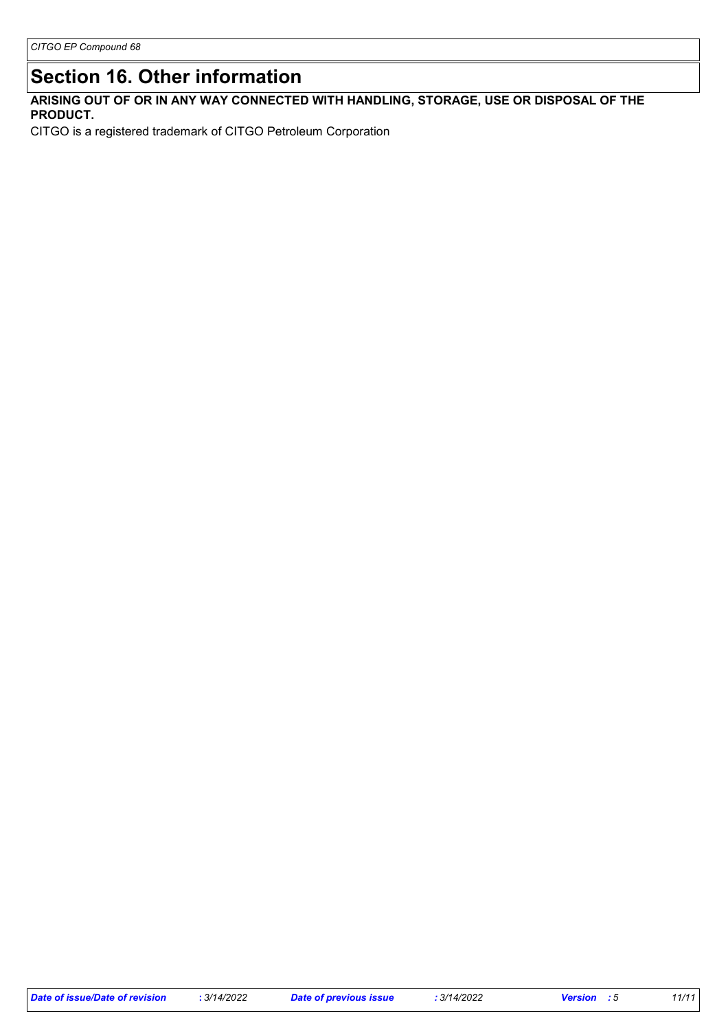# Section 16. Other information

**ARISING OUT OF OR IN ANY WAY CONNECTED WITH HANDLING, STORAGE, USE OR DISPOSAL OF THE PRODUCT.**

CITGO is a registered trademark of CITGO Petroleum Corporation